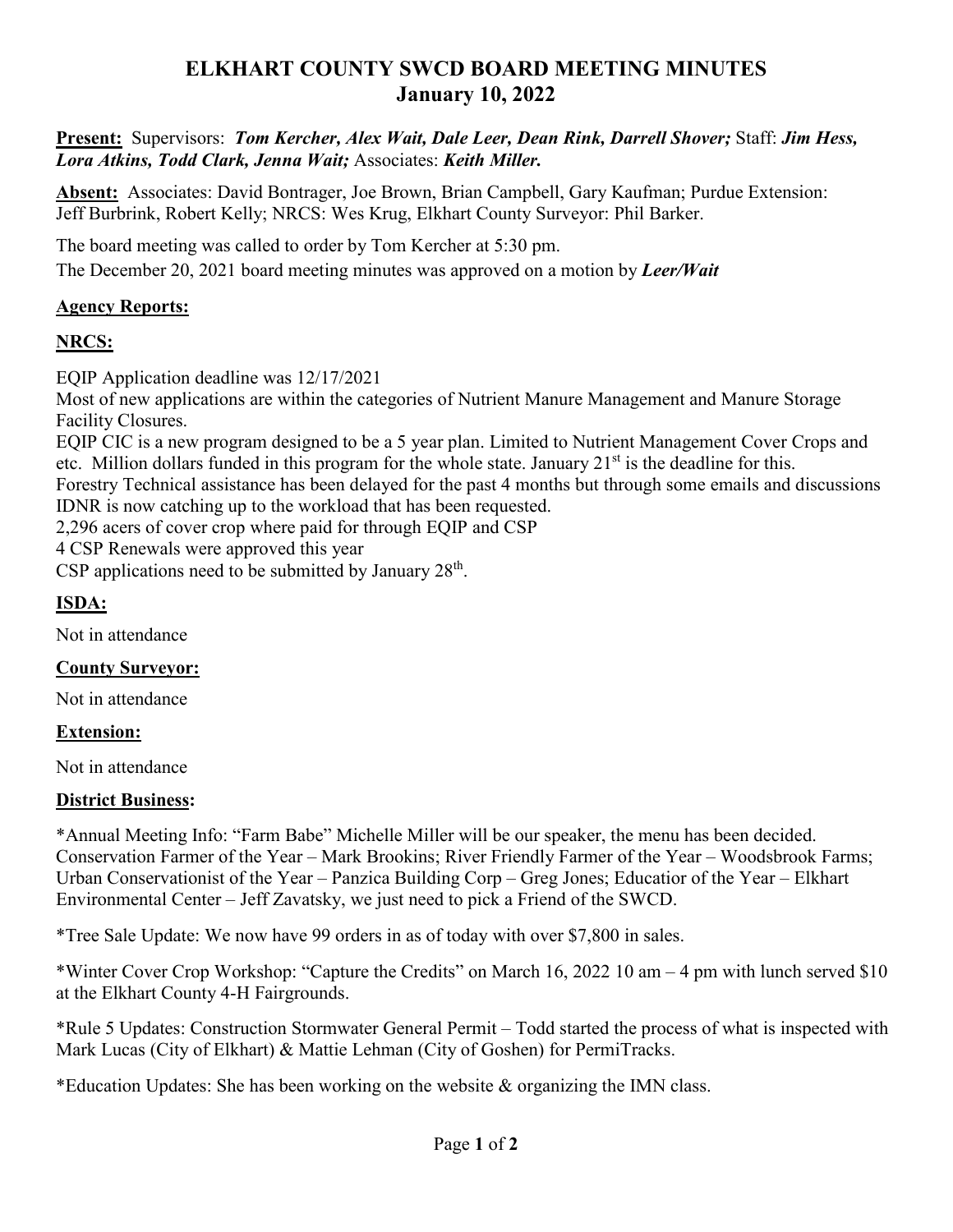# ELKHART COUNTY SWCD BOARD MEETING MINUTES
## January 10, 2022

**Present:** Supervisors: ***Tom Kercher, Alex Wait, Dale Leer, Dean Rink, Darrell Shover;*** Staff: ***Jim Hess, Lora Atkins, Todd Clark, Jenna Wait;*** Associates: ***Keith Miller.***

**Absent:** Associates: David Bontrager, Joe Brown, Brian Campbell, Gary Kaufman; Purdue Extension: Jeff Burbrink, Robert Kelly; NRCS: Wes Krug, Elkhart County Surveyor: Phil Barker.

The board meeting was called to order by Tom Kercher at 5:30 pm.
The December 20, 2021 board meeting minutes was approved on a motion by ***Leer/Wait***

**Agency Reports:**

**NRCS:**

EQIP Application deadline was 12/17/2021
Most of new applications are within the categories of Nutrient Manure Management and Manure Storage Facility Closures.
EQIP CIC is a new program designed to be a 5 year plan. Limited to Nutrient Management Cover Crops and etc. Million dollars funded in this program for the whole state. January 21st is the deadline for this.
Forestry Technical assistance has been delayed for the past 4 months but through some emails and discussions IDNR is now catching up to the workload that has been requested.
2,296 acers of cover crop where paid for through EQIP and CSP
4 CSP Renewals were approved this year
CSP applications need to be submitted by January 28th.

**ISDA:**

Not in attendance

**County Surveyor:**

Not in attendance

**Extension:**

Not in attendance

**District Business:**

*Annual Meeting Info: "Farm Babe" Michelle Miller will be our speaker, the menu has been decided. Conservation Farmer of the Year – Mark Brookins; River Friendly Farmer of the Year – Woodsbrook Farms; Urban Conservationist of the Year – Panzica Building Corp – Greg Jones; Educatior of the Year – Elkhart Environmental Center – Jeff Zavatsky, we just need to pick a Friend of the SWCD.

*Tree Sale Update: We now have 99 orders in as of today with over $7,800 in sales.

*Winter Cover Crop Workshop: "Capture the Credits" on March 16, 2022 10 am – 4 pm with lunch served $10 at the Elkhart County 4-H Fairgrounds.

*Rule 5 Updates: Construction Stormwater General Permit – Todd started the process of what is inspected with Mark Lucas (City of Elkhart) & Mattie Lehman (City of Goshen) for PermiTracks.

*Education Updates: She has been working on the website & organizing the IMN class.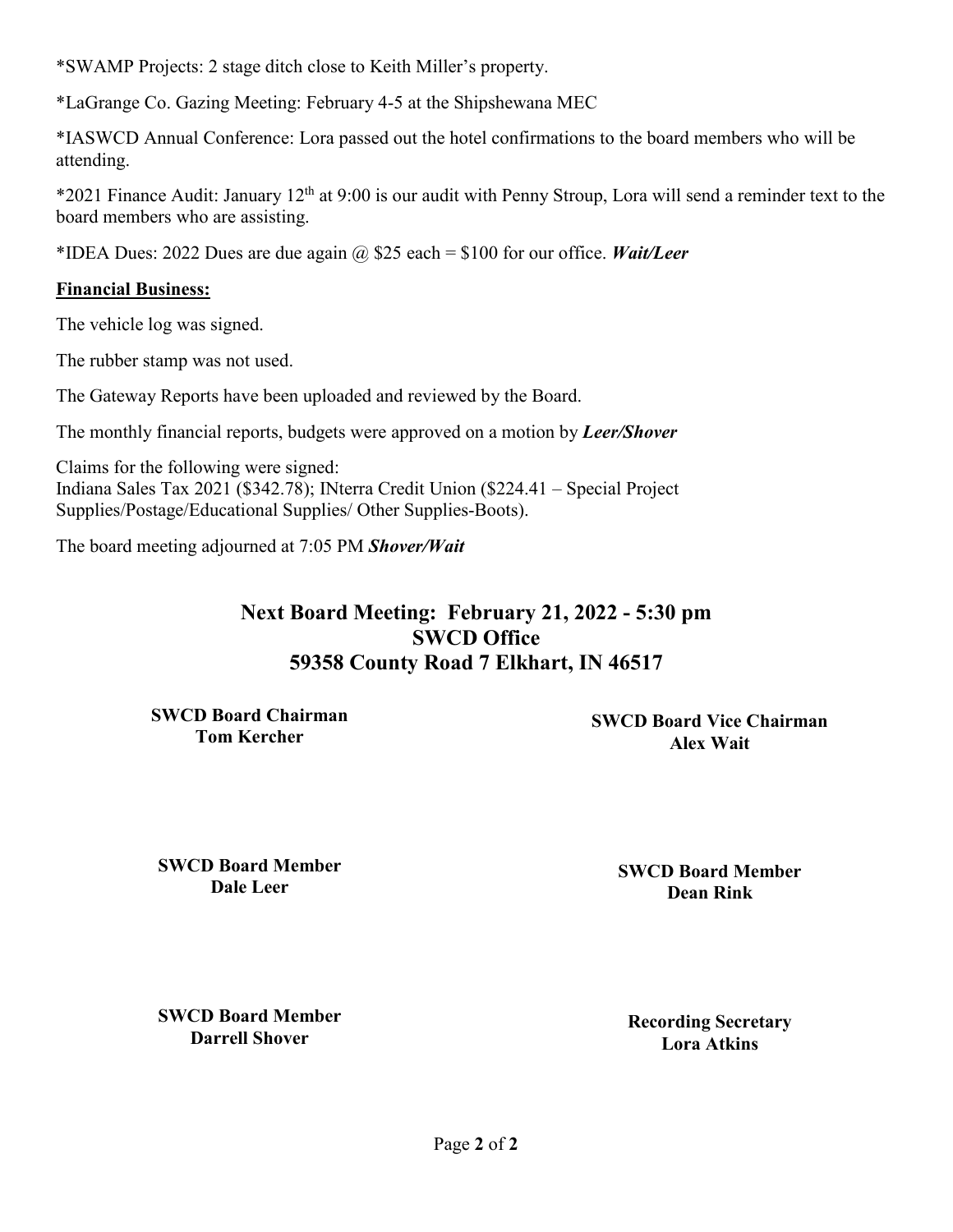*SWAMP Projects: 2 stage ditch close to Keith Miller's property.

*LaGrange Co. Gazing Meeting: February 4-5 at the Shipshewana MEC

*IASWCD Annual Conference: Lora passed out the hotel confirmations to the board members who will be attending.

*2021 Finance Audit: January 12th at 9:00 is our audit with Penny Stroup, Lora will send a reminder text to the board members who are assisting.

*IDEA Dues: 2022 Dues are due again @ $25 each = $100 for our office. ***Wait/Leer***

**Financial Business:**

The vehicle log was signed.

The rubber stamp was not used.

The Gateway Reports have been uploaded and reviewed by the Board.

The monthly financial reports, budgets were approved on a motion by ***Leer/Shover***

Claims for the following were signed:
Indiana Sales Tax 2021 ($342.78); INterra Credit Union ($224.41 – Special Project Supplies/Postage/Educational Supplies/ Other Supplies-Boots).

The board meeting adjourned at 7:05 PM ***Shover/Wait***

## Next Board Meeting: February 21, 2022 - 5:30 pm
## SWCD Office
## 59358 County Road 7 Elkhart, IN 46517

**SWCD Board Chairman**
**Tom Kercher**

**SWCD Board Vice Chairman**
**Alex Wait**

**SWCD Board Member**
**Dale Leer**

**SWCD Board Member**
**Dean Rink**

**SWCD Board Member**
**Darrell Shover**

**Recording Secretary**
**Lora Atkins**